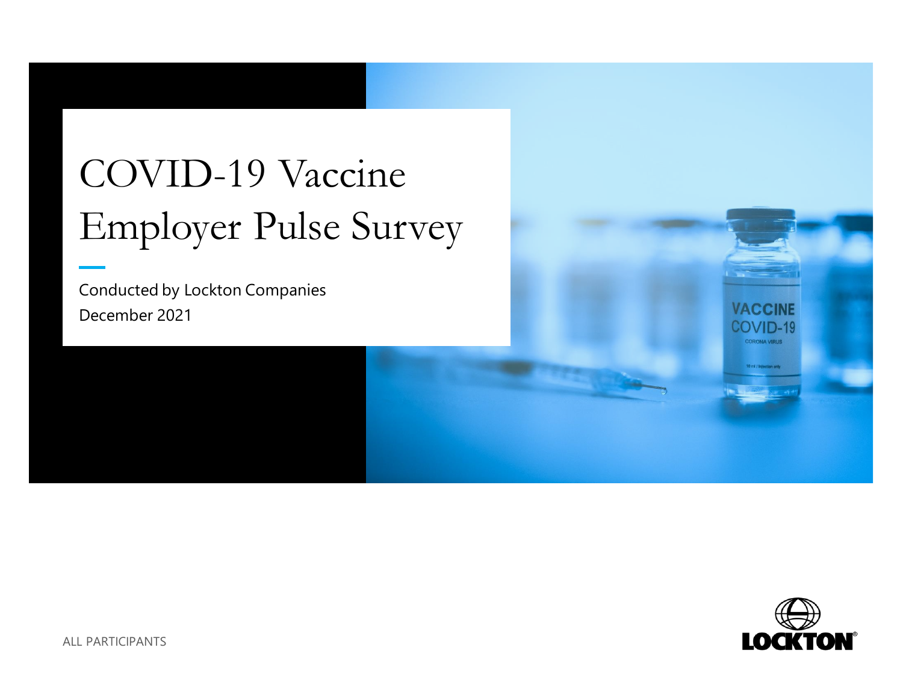# COVID-19 Vaccine Employer Pulse Survey

Conducted by Lockton Companies

December 2021

ALL PARTICIPANTS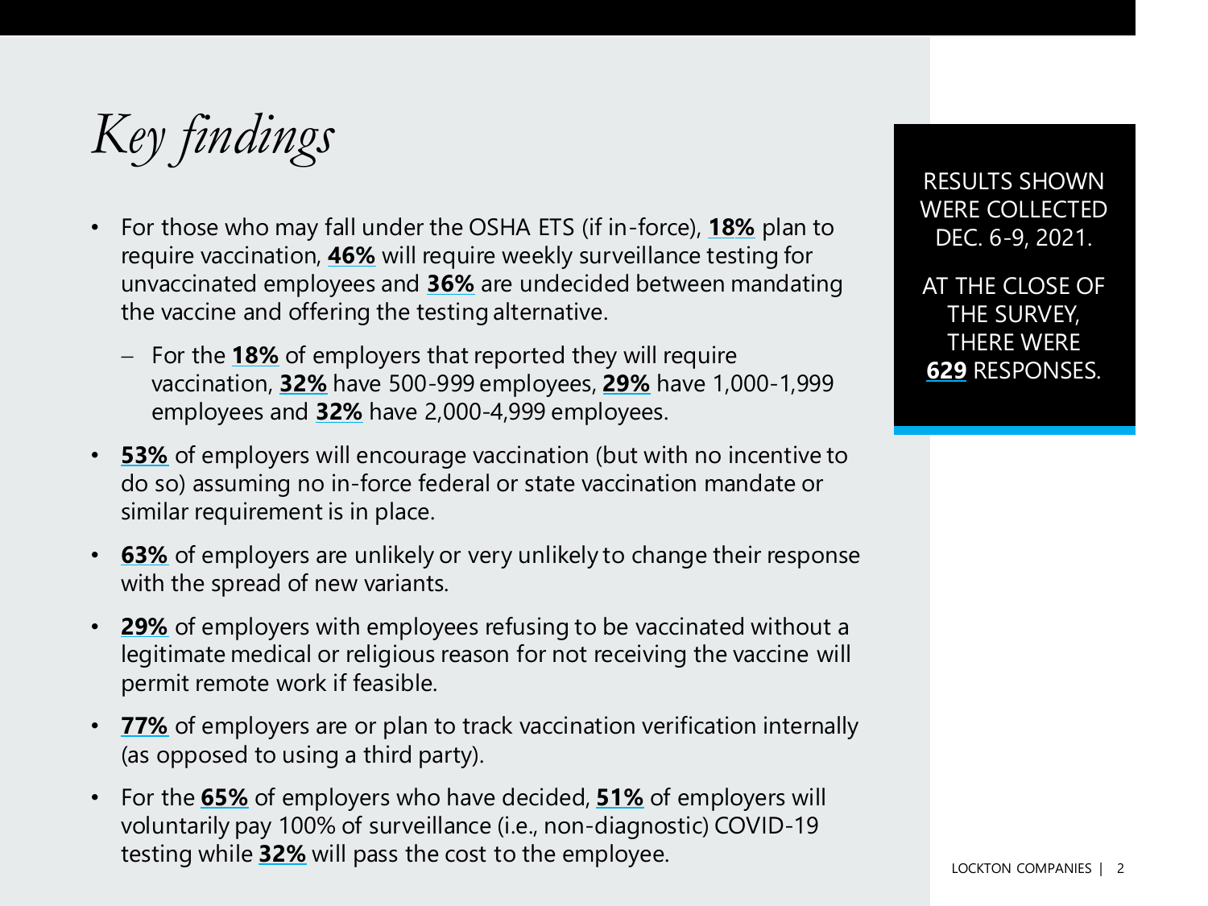# *Key findings*

- For those who may fall under the OSHA ETS (if in-force), **18%** plan to require vaccination, **46%** will require weekly surveillance testing for unvaccinated employees and **36%** are undecided between mandating the vaccine and offering the testing alternative.
  - For the **18%** of employers that reported they will require vaccination, **32%** have 500-999 employees, **29%** have 1,000-1,999 employees and **32%** have 2,000-4,999 employees.
- **53%** of employers will encourage vaccination (but with no incentive to do so) assuming no in-force federal or state vaccination mandate or similar requirement is in place.
- **63%** of employers are unlikely or very unlikely to change their response with the spread of new variants.
- **29%** of employers with employees refusing to be vaccinated without a legitimate medical or religious reason for not receiving the vaccine will permit remote work if feasible.
- **77%** of employers are or plan to track vaccination verification internally (as opposed to using a third party).
- For the **65%** of employers who have decided, **51%** of employers will voluntarily pay 100% of surveillance (i.e., non-diagnostic) COVID-19 testing while **32%** will pass the cost to the employee.

RESULTS SHOWN WERE COLLECTED DEC. 6-9, 2021.

AT THE CLOSE OF THE SURVEY, THERE WERE **629** RESPONSES.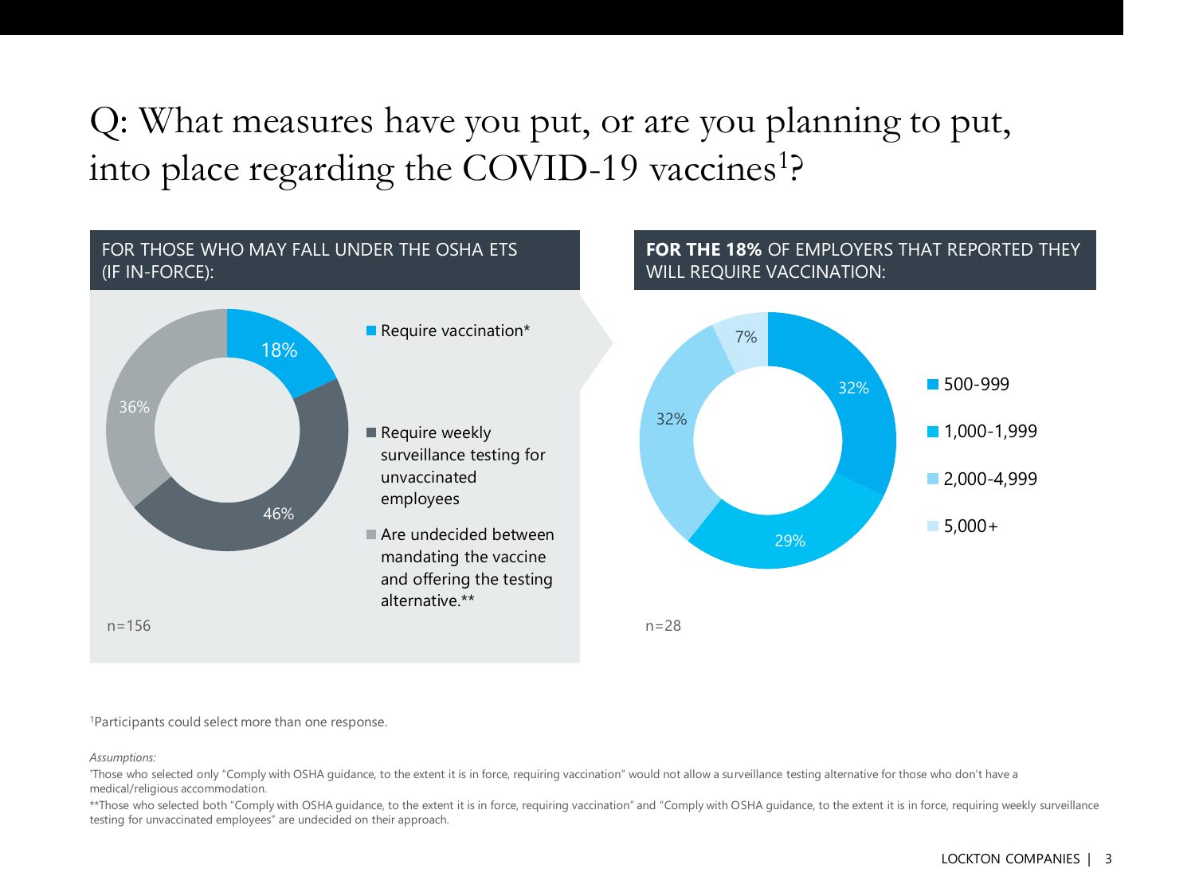# Q: What measures have you put, or are you planning to put, into place regarding the COVID-19 vaccines[1]?

## FOR THOSE WHO MAY FALL UNDER THE OSHA ETS (IF IN-FORCE):

| Response | Percentage |
| --- | --- |
| Require vaccination* | 18% |
| Require weekly surveillance testing for unvaccinated employees | 46% |
| Are undecided between mandating the vaccine and offering the testing alternative.** | 36% |

n=156

## **FOR THE 18%** OF EMPLOYERS THAT REPORTED THEY WILL REQUIRE VACCINATION:

| Employer size | Percentage |
| --- | --- |
| 500-999 | 32% |
| 1,000-1,999 | 29% |
| 2,000-4,999 | 32% |
| 5,000+ | 7% |

n=28

[1]Participants could select more than one response.

*Assumptions:*

*Those who selected only "Comply with OSHA guidance, to the extent it is in force, requiring vaccination" would not allow a surveillance testing alternative for those who don't have a medical/religious accommodation.

**Those who selected both "Comply with OSHA guidance, to the extent it is in force, requiring vaccination" and "Comply with OSHA guidance, to the extent it is in force, requiring weekly surveillance testing for unvaccinated employees" are undecided on their approach.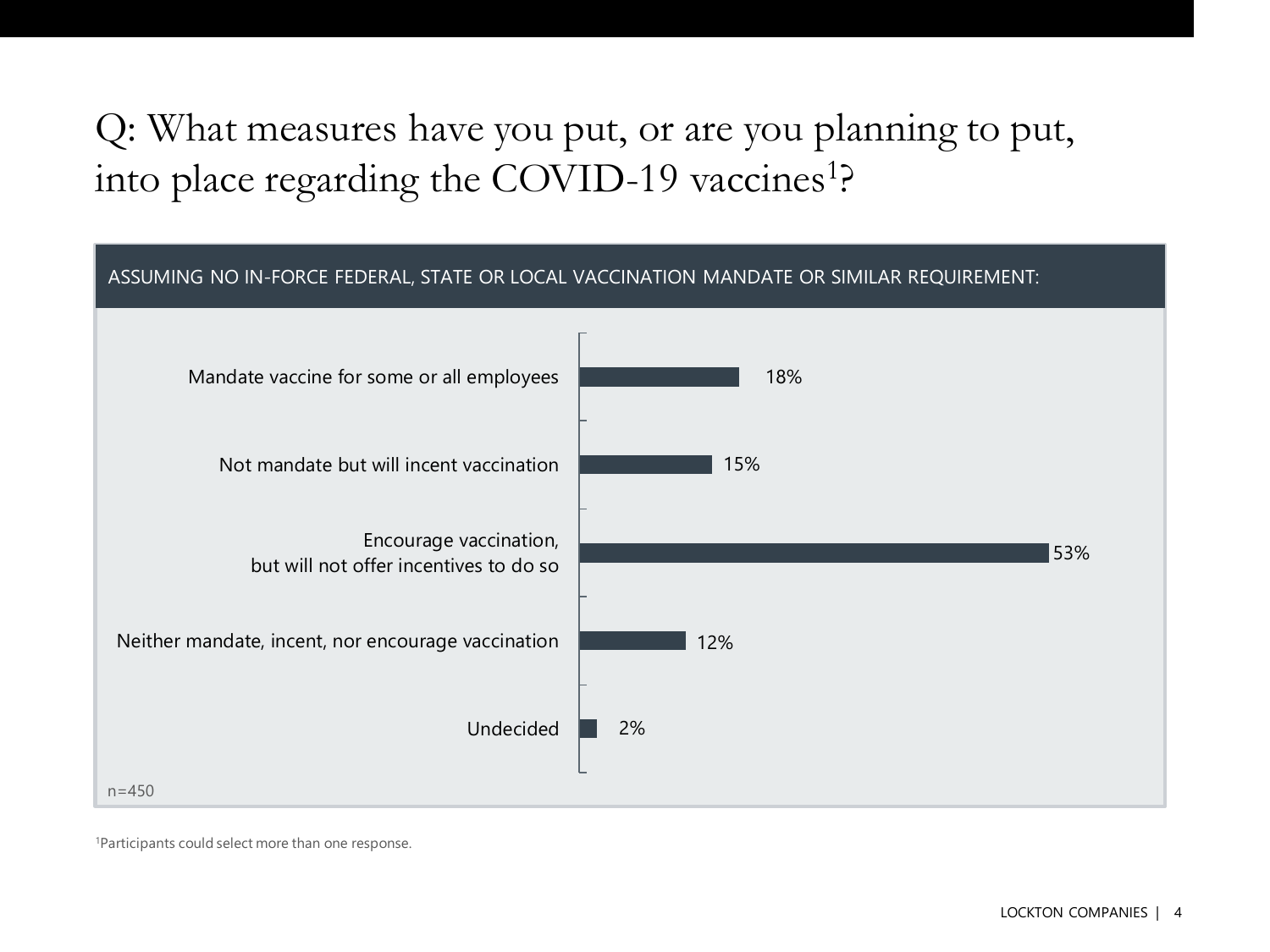# Q: What measures have you put, or are you planning to put, into place regarding the COVID-19 vaccines[1]?

ASSUMING NO IN-FORCE FEDERAL, STATE OR LOCAL VACCINATION MANDATE OR SIMILAR REQUIREMENT:

| Response | Percentage |
| --- | --- |
| Mandate vaccine for some or all employees | 18% |
| Not mandate but will incent vaccination | 15% |
| Encourage vaccination, but will not offer incentives to do so | 53% |
| Neither mandate, incent, nor encourage vaccination | 12% |
| Undecided | 2% |

n=450

[1]Participants could select more than one response.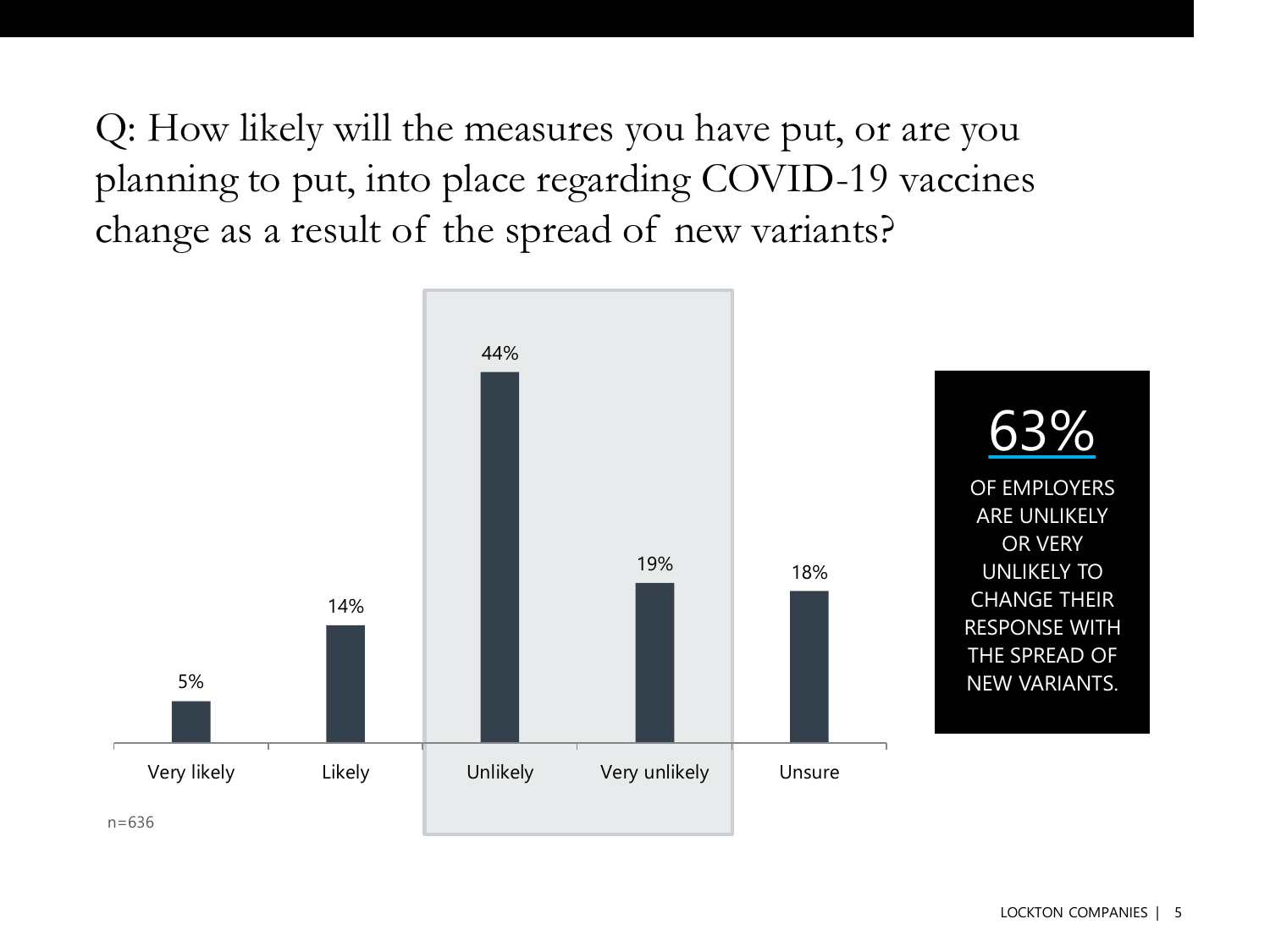# Q: How likely will the measures you have put, or are you planning to put, into place regarding COVID-19 vaccines change as a result of the spread of new variants?

| Response | Percentage |
| --- | --- |
| Very likely | 5% |
| Likely | 14% |
| Unlikely | 44% |
| Very unlikely | 19% |
| Unsure | 18% |

n=636

**63%**

OF EMPLOYERS ARE UNLIKELY OR VERY UNLIKELY TO CHANGE THEIR RESPONSE WITH THE SPREAD OF NEW VARIANTS.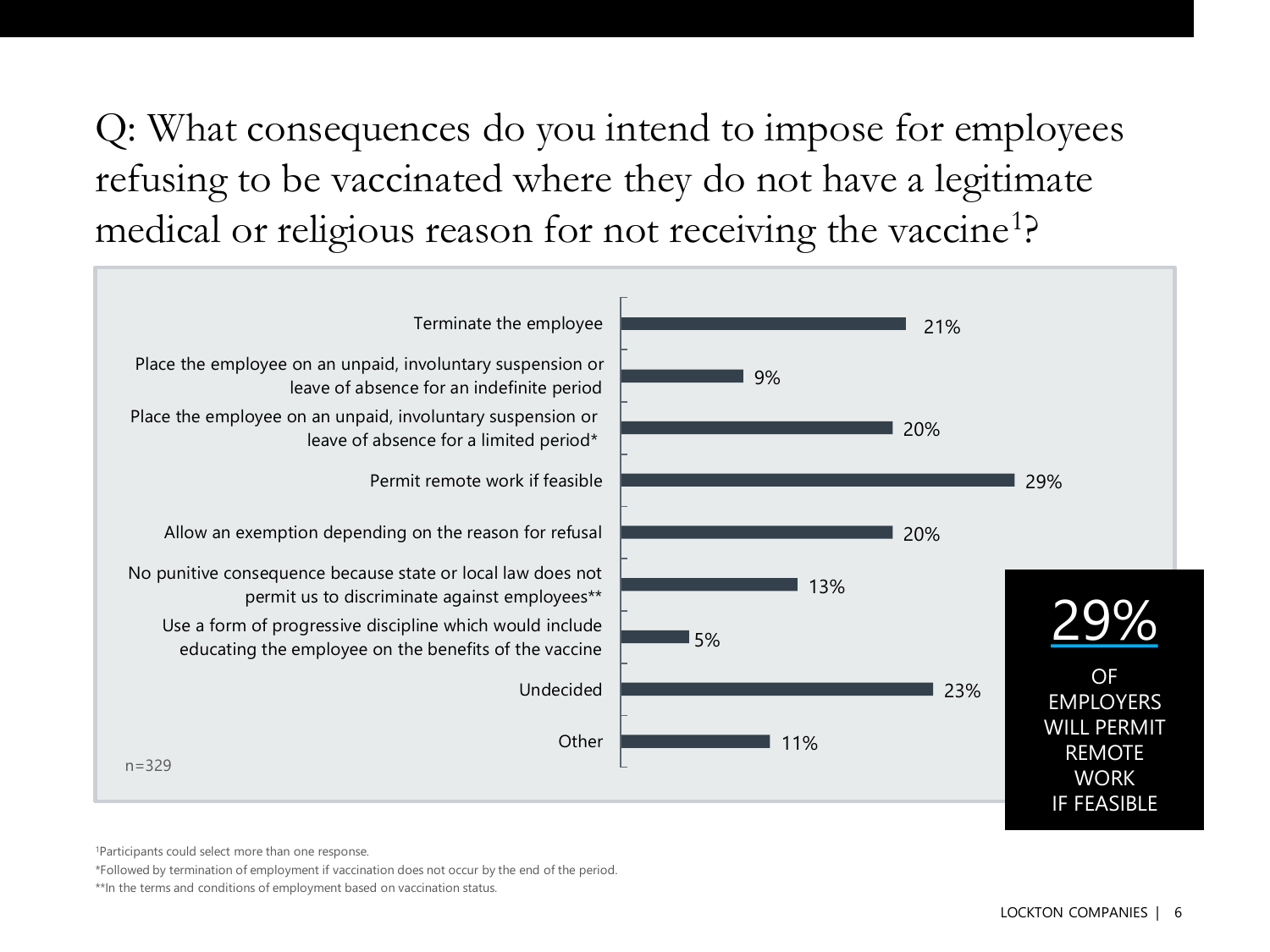# Q: What consequences do you intend to impose for employees refusing to be vaccinated where they do not have a legitimate medical or religious reason for not receiving the vaccine[1]?

| Response | Percentage |
| --- | --- |
| Terminate the employee | 21% |
| Place the employee on an unpaid, involuntary suspension or leave of absence for an indefinite period | 9% |
| Place the employee on an unpaid, involuntary suspension or leave of absence for a limited period* | 20% |
| Permit remote work if feasible | 29% |
| Allow an exemption depending on the reason for refusal | 20% |
| No punitive consequence because state or local law does not permit us to discriminate against employees** | 13% |
| Use a form of progressive discipline which would include educating the employee on the benefits of the vaccine | 5% |
| Undecided | 23% |
| Other | 11% |

n=329

**29%** OF EMPLOYERS WILL PERMIT REMOTE WORK IF FEASIBLE

[1]Participants could select more than one response.

*Followed by termination of employment if vaccination does not occur by the end of the period.

**In the terms and conditions of employment based on vaccination status.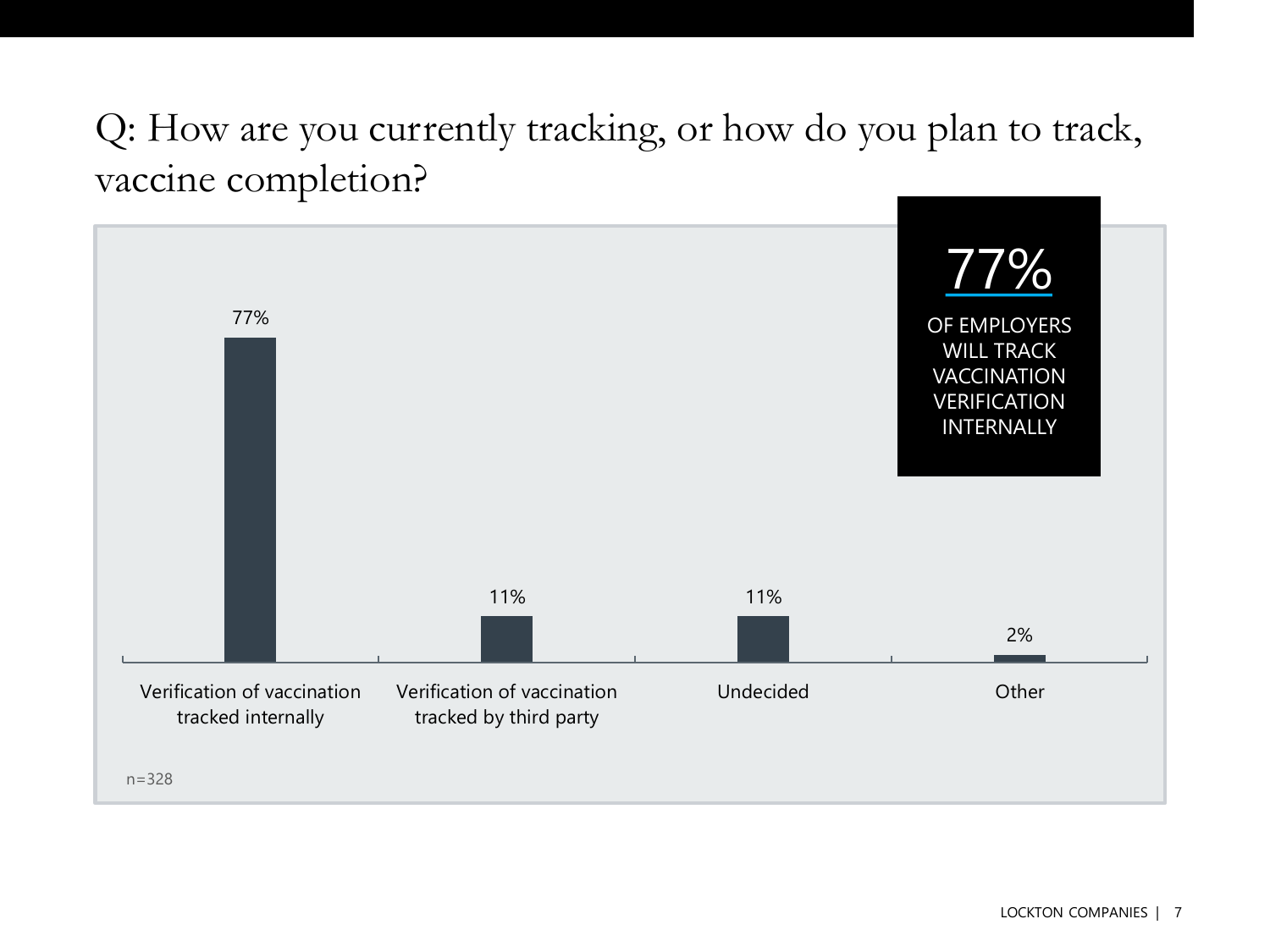# Q: How are you currently tracking, or how do you plan to track, vaccine completion?

| Response | Percentage |
|---|---|
| Verification of vaccination tracked internally | 77% |
| Verification of vaccination tracked by third party | 11% |
| Undecided | 11% |
| Other | 2% |

n=328

**77%**

OF EMPLOYERS WILL TRACK VACCINATION VERIFICATION INTERNALLY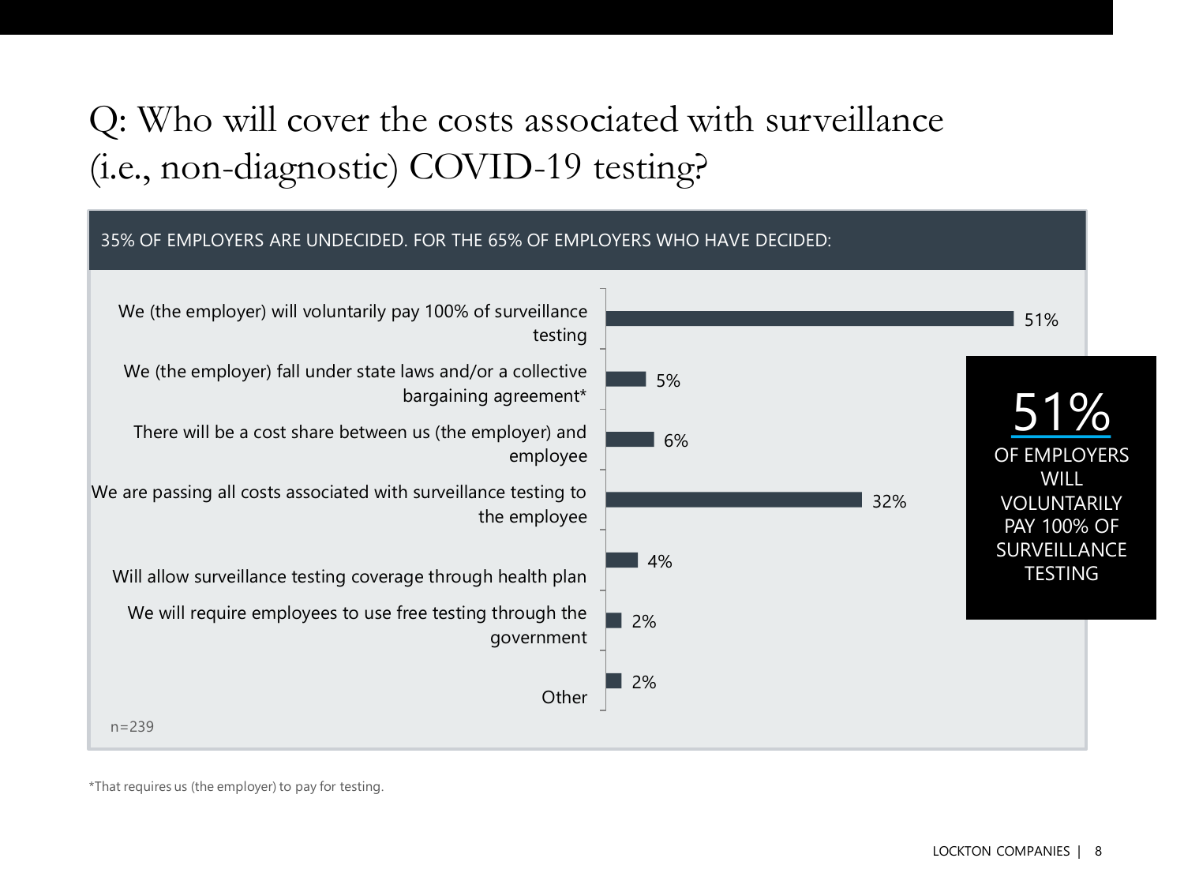# Q: Who will cover the costs associated with surveillance (i.e., non-diagnostic) COVID-19 testing?

35% OF EMPLOYERS ARE UNDECIDED. FOR THE 65% OF EMPLOYERS WHO HAVE DECIDED:

| Response | % |
|---|---|
| We (the employer) will voluntarily pay 100% of surveillance testing | 51% |
| We (the employer) fall under state laws and/or a collective bargaining agreement* | 5% |
| There will be a cost share between us (the employer) and employee | 6% |
| We are passing all costs associated with surveillance testing to the employee | 32% |
| Will allow surveillance testing coverage through health plan | 4% |
| We will require employees to use free testing through the government | 2% |
| Other | 2% |

n=239

**51%** OF EMPLOYERS WILL VOLUNTARILY PAY 100% OF SURVEILLANCE TESTING

*That requires us (the employer) to pay for testing.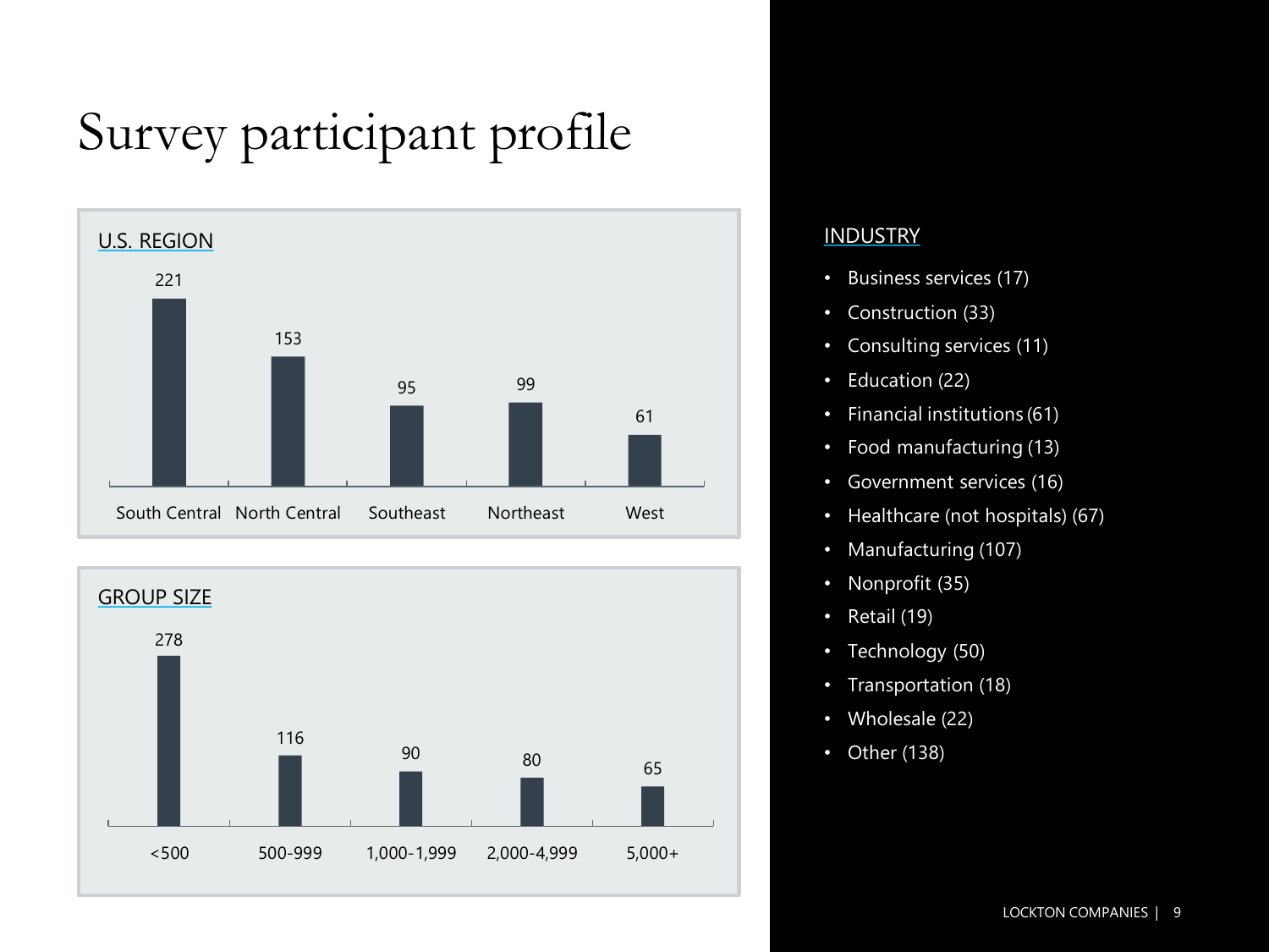# Survey participant profile

## U.S. REGION

| South Central | North Central | Southeast | Northeast | West |
| --- | --- | --- | --- | --- |
| 221 | 153 | 95 | 99 | 61 |

## GROUP SIZE

| <500 | 500-999 | 1,000-1,999 | 2,000-4,999 | 5,000+ |
| --- | --- | --- | --- | --- |
| 278 | 116 | 90 | 80 | 65 |

## INDUSTRY

- Business services (17)
- Construction (33)
- Consulting services (11)
- Education (22)
- Financial institutions (61)
- Food manufacturing (13)
- Government services (16)
- Healthcare (not hospitals) (67)
- Manufacturing (107)
- Nonprofit (35)
- Retail (19)
- Technology (50)
- Transportation (18)
- Wholesale (22)
- Other (138)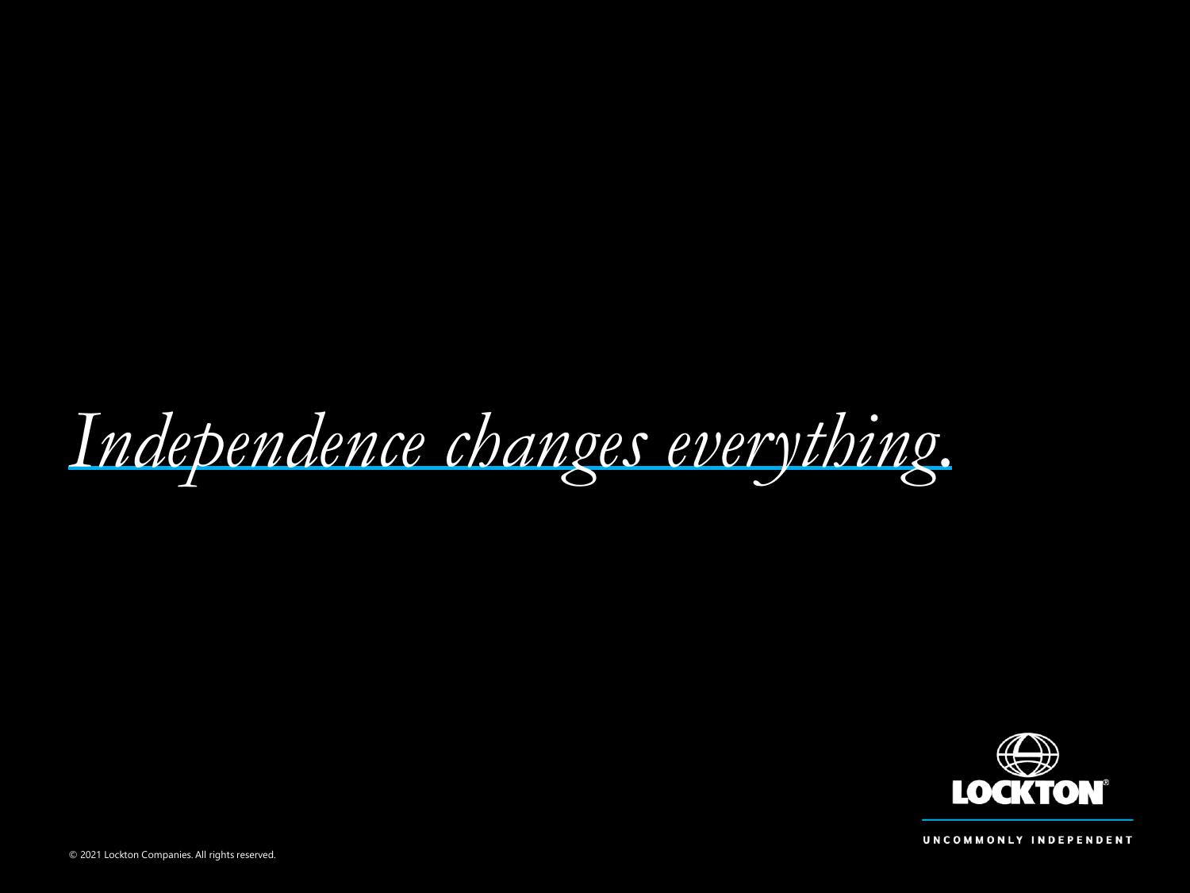*Independence changes everything.*

LOCKTON®

UNCOMMONLY INDEPENDENT

© 2021 Lockton Companies. All rights reserved.